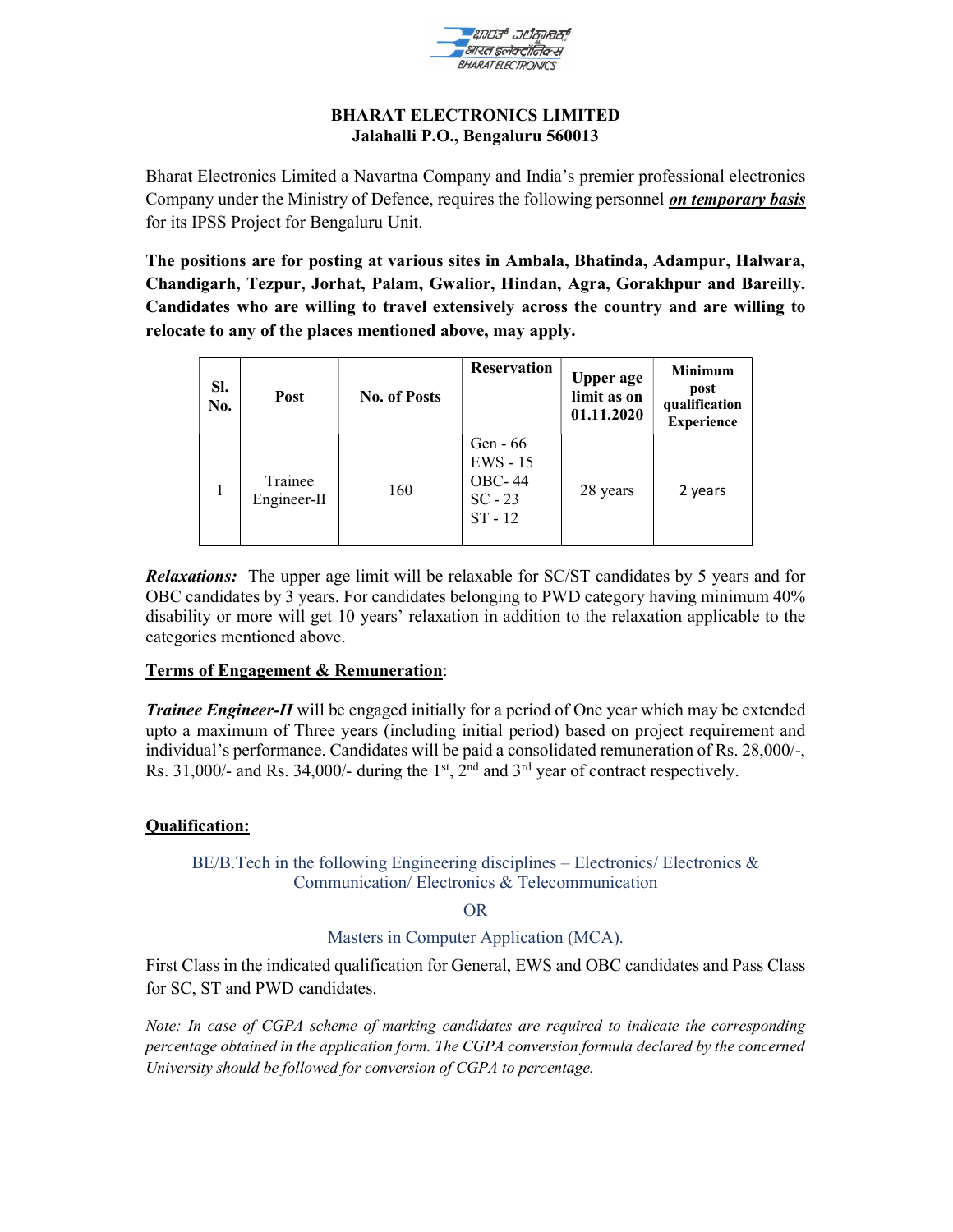**BHARAT ELECTRONICS LIMITED**
**Jalahalli P.O., Bengaluru 560013**

Bharat Electronics Limited a Navartna Company and India's premier professional electronics Company under the Ministry of Defence, requires the following personnel ***on temporary basis*** for its IPSS Project for Bengaluru Unit.

**The positions are for posting at various sites in Ambala, Bhatinda, Adampur, Halwara, Chandigarh, Tezpur, Jorhat, Palam, Gwalior, Hindan, Agra, Gorakhpur and Bareilly. Candidates who are willing to travel extensively across the country and are willing to relocate to any of the places mentioned above, may apply.**

| Sl. No. | Post | No. of Posts | Reservation | Upper age limit as on 01.11.2020 | Minimum post qualification Experience |
|---|---|---|---|---|---|
| 1 | Trainee Engineer-II | 160 | Gen - 66<br>EWS - 15<br>OBC- 44<br>SC - 23<br>ST - 12 | 28 years | 2 years |

***Relaxations:*** The upper age limit will be relaxable for SC/ST candidates by 5 years and for OBC candidates by 3 years. For candidates belonging to PWD category having minimum 40% disability or more will get 10 years' relaxation in addition to the relaxation applicable to the categories mentioned above.

**Terms of Engagement & Remuneration**:

***Trainee Engineer-II*** will be engaged initially for a period of One year which may be extended upto a maximum of Three years (including initial period) based on project requirement and individual's performance. Candidates will be paid a consolidated remuneration of Rs. 28,000/-, Rs. 31,000/- and Rs. 34,000/- during the 1st, 2nd and 3rd year of contract respectively.

**Qualification:**

BE/B.Tech in the following Engineering disciplines – Electronics/ Electronics & Communication/ Electronics & Telecommunication

OR

Masters in Computer Application (MCA).

First Class in the indicated qualification for General, EWS and OBC candidates and Pass Class for SC, ST and PWD candidates.

*Note: In case of CGPA scheme of marking candidates are required to indicate the corresponding percentage obtained in the application form. The CGPA conversion formula declared by the concerned University should be followed for conversion of CGPA to percentage.*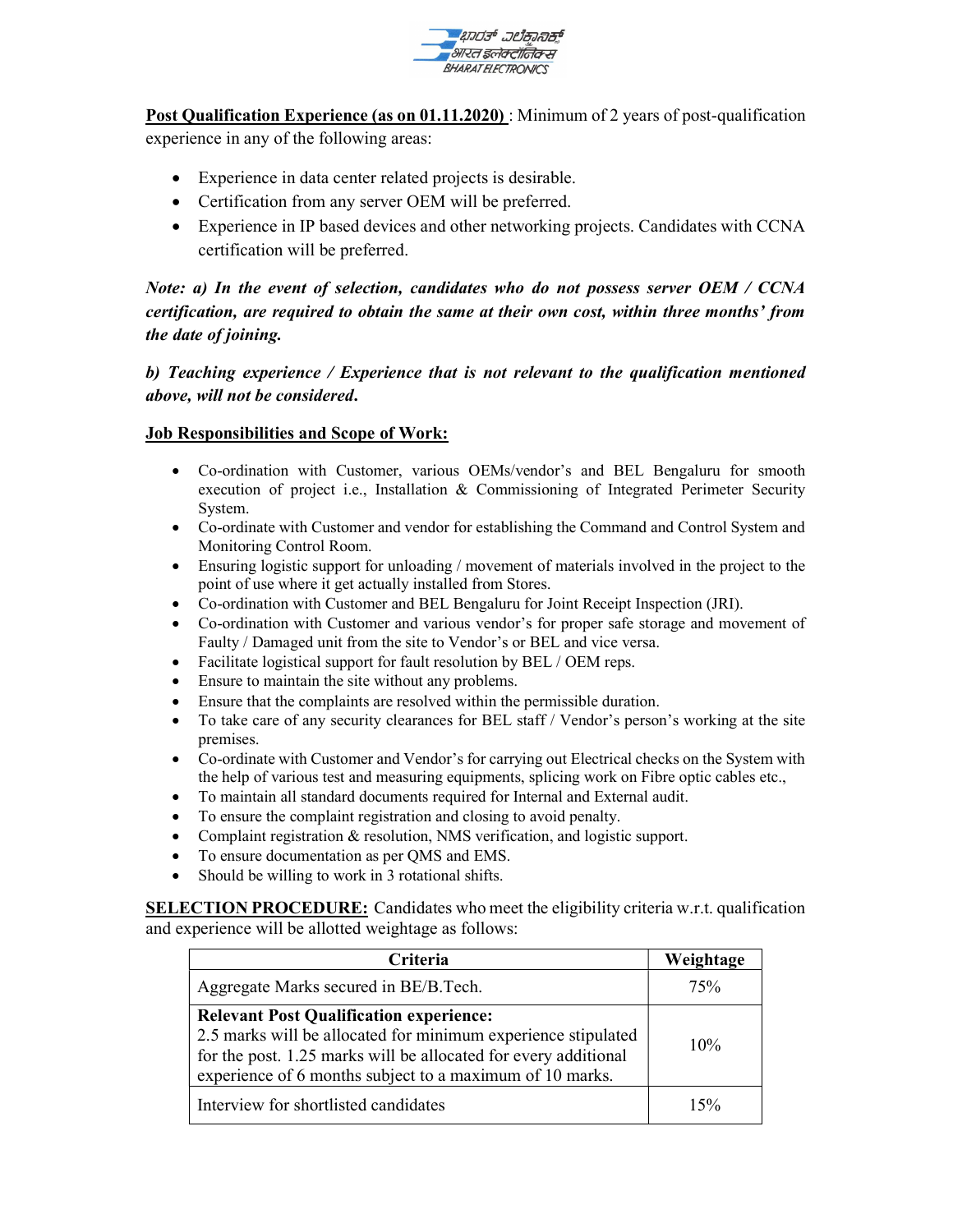**Post Qualification Experience (as on 01.11.2020)** : Minimum of 2 years of post-qualification experience in any of the following areas:

- Experience in data center related projects is desirable.
- Certification from any server OEM will be preferred.
- Experience in IP based devices and other networking projects. Candidates with CCNA certification will be preferred.

***Note: a) In the event of selection, candidates who do not possess server OEM / CCNA certification, are required to obtain the same at their own cost, within three months' from the date of joining.***

***b) Teaching experience / Experience that is not relevant to the qualification mentioned above, will not be considered.***

**Job Responsibilities and Scope of Work:**

- Co-ordination with Customer, various OEMs/vendor's and BEL Bengaluru for smooth execution of project i.e., Installation & Commissioning of Integrated Perimeter Security System.
- Co-ordinate with Customer and vendor for establishing the Command and Control System and Monitoring Control Room.
- Ensuring logistic support for unloading / movement of materials involved in the project to the point of use where it get actually installed from Stores.
- Co-ordination with Customer and BEL Bengaluru for Joint Receipt Inspection (JRI).
- Co-ordination with Customer and various vendor's for proper safe storage and movement of Faulty / Damaged unit from the site to Vendor's or BEL and vice versa.
- Facilitate logistical support for fault resolution by BEL / OEM reps.
- Ensure to maintain the site without any problems.
- Ensure that the complaints are resolved within the permissible duration.
- To take care of any security clearances for BEL staff / Vendor's person's working at the site premises.
- Co-ordinate with Customer and Vendor's for carrying out Electrical checks on the System with the help of various test and measuring equipments, splicing work on Fibre optic cables etc.,
- To maintain all standard documents required for Internal and External audit.
- To ensure the complaint registration and closing to avoid penalty.
- Complaint registration & resolution, NMS verification, and logistic support.
- To ensure documentation as per QMS and EMS.
- Should be willing to work in 3 rotational shifts.

**SELECTION PROCEDURE:** Candidates who meet the eligibility criteria w.r.t. qualification and experience will be allotted weightage as follows:

| Criteria | Weightage |
|---|---|
| Aggregate Marks secured in BE/B.Tech. | 75% |
| **Relevant Post Qualification experience:** 2.5 marks will be allocated for minimum experience stipulated for the post. 1.25 marks will be allocated for every additional experience of 6 months subject to a maximum of 10 marks. | 10% |
| Interview for shortlisted candidates | 15% |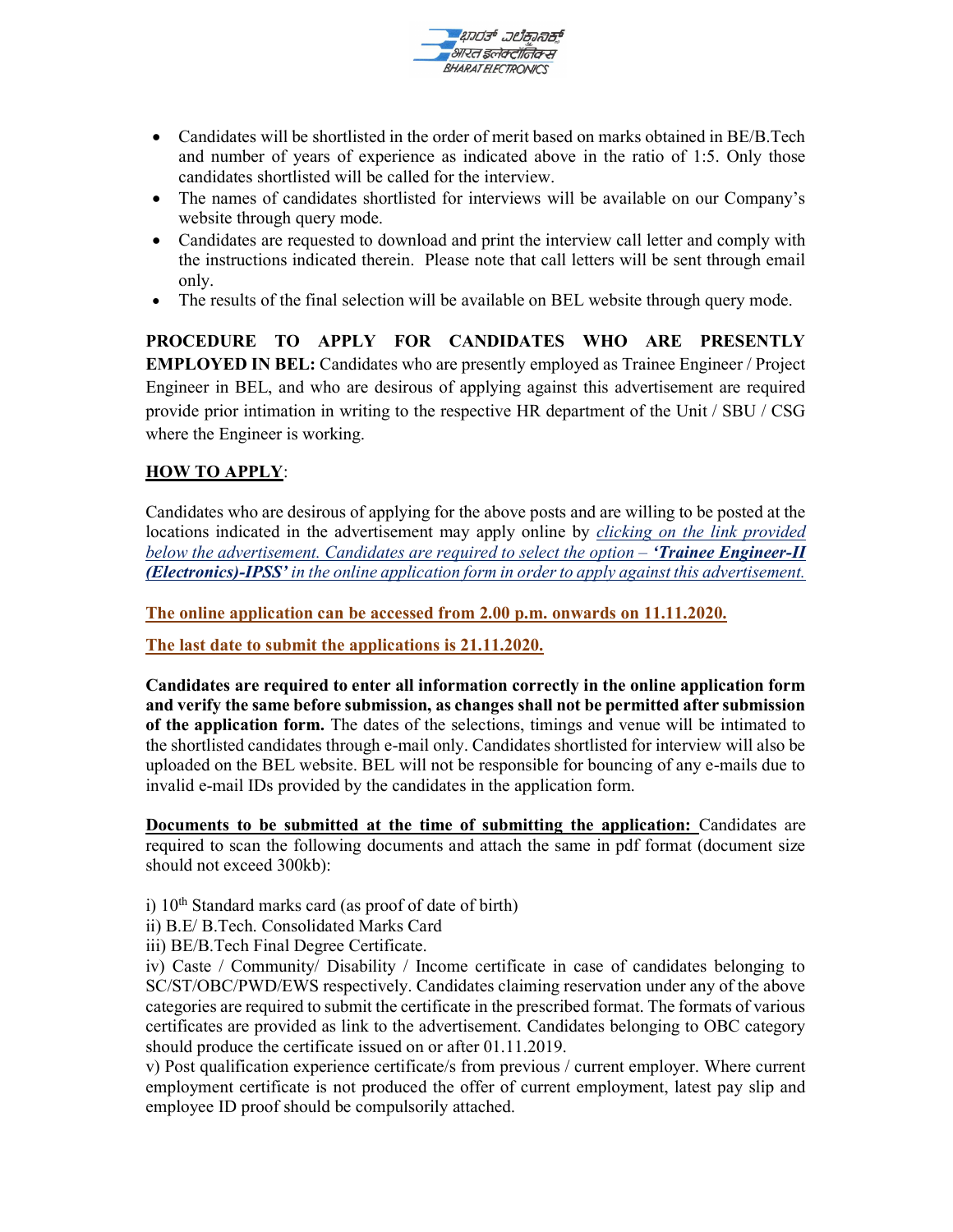- Candidates will be shortlisted in the order of merit based on marks obtained in BE/B.Tech and number of years of experience as indicated above in the ratio of 1:5. Only those candidates shortlisted will be called for the interview.
- The names of candidates shortlisted for interviews will be available on our Company's website through query mode.
- Candidates are requested to download and print the interview call letter and comply with the instructions indicated therein. Please note that call letters will be sent through email only.
- The results of the final selection will be available on BEL website through query mode.

**PROCEDURE TO APPLY FOR CANDIDATES WHO ARE PRESENTLY EMPLOYED IN BEL:** Candidates who are presently employed as Trainee Engineer / Project Engineer in BEL, and who are desirous of applying against this advertisement are required provide prior intimation in writing to the respective HR department of the Unit / SBU / CSG where the Engineer is working.

**HOW TO APPLY**:

Candidates who are desirous of applying for the above posts and are willing to be posted at the locations indicated in the advertisement may apply online by *clicking on the link provided below the advertisement. Candidates are required to select the option – **'Trainee Engineer-II (Electronics)-IPSS'** in the online application form in order to apply against this advertisement.*

**The online application can be accessed from 2.00 p.m. onwards on 11.11.2020.**

**The last date to submit the applications is 21.11.2020.**

**Candidates are required to enter all information correctly in the online application form and verify the same before submission, as changes shall not be permitted after submission of the application form.** The dates of the selections, timings and venue will be intimated to the shortlisted candidates through e-mail only. Candidates shortlisted for interview will also be uploaded on the BEL website. BEL will not be responsible for bouncing of any e-mails due to invalid e-mail IDs provided by the candidates in the application form.

**Documents to be submitted at the time of submitting the application:** Candidates are required to scan the following documents and attach the same in pdf format (document size should not exceed 300kb):

i) 10th Standard marks card (as proof of date of birth)
ii) B.E/ B.Tech. Consolidated Marks Card
iii) BE/B.Tech Final Degree Certificate.
iv) Caste / Community/ Disability / Income certificate in case of candidates belonging to SC/ST/OBC/PWD/EWS respectively. Candidates claiming reservation under any of the above categories are required to submit the certificate in the prescribed format. The formats of various certificates are provided as link to the advertisement. Candidates belonging to OBC category should produce the certificate issued on or after 01.11.2019.
v) Post qualification experience certificate/s from previous / current employer. Where current employment certificate is not produced the offer of current employment, latest pay slip and employee ID proof should be compulsorily attached.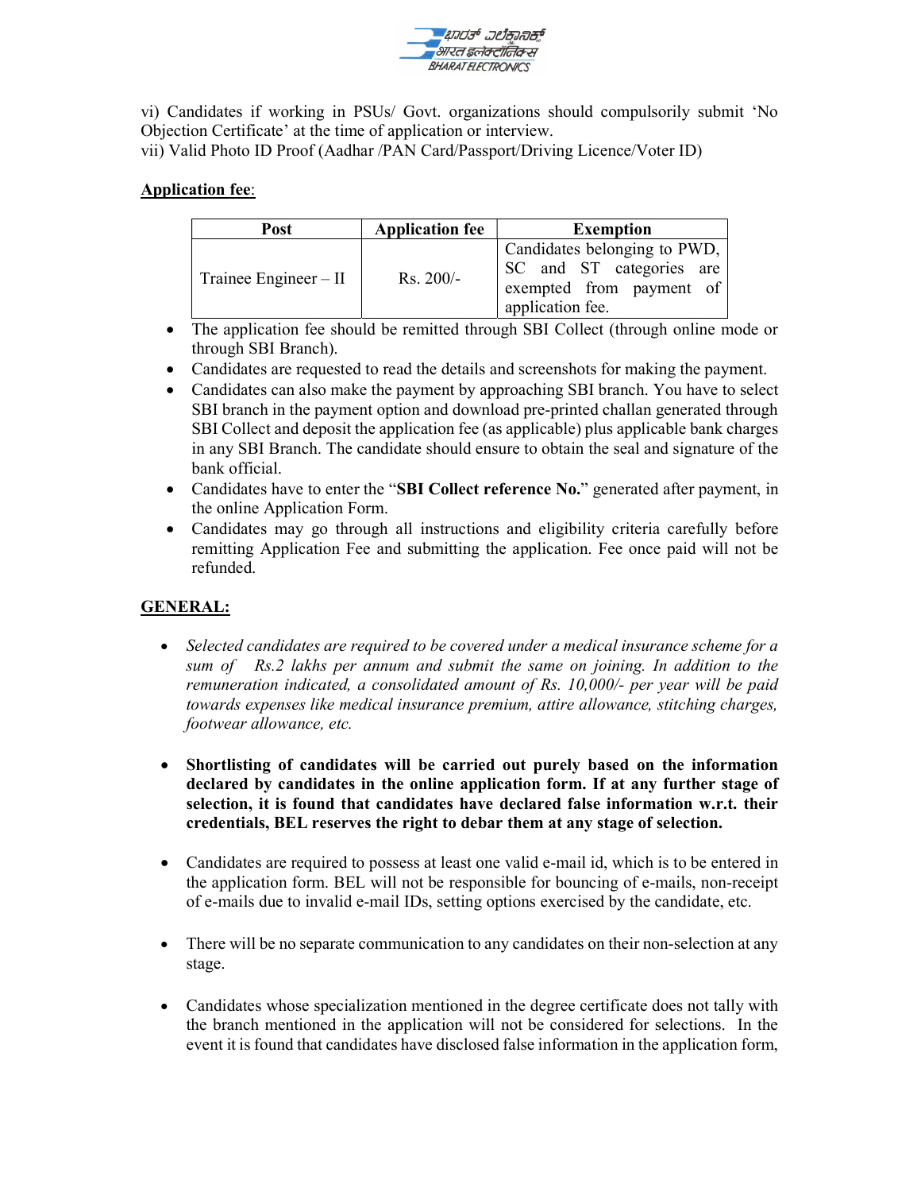vi) Candidates if working in PSUs/ Govt. organizations should compulsorily submit 'No Objection Certificate' at the time of application or interview.
vii) Valid Photo ID Proof (Aadhar /PAN Card/Passport/Driving Licence/Voter ID)

**Application fee**:

| Post | Application fee | Exemption |
|---|---|---|
| Trainee Engineer – II | Rs. 200/- | Candidates belonging to PWD, SC and ST categories are exempted from payment of application fee. |

- The application fee should be remitted through SBI Collect (through online mode or through SBI Branch).
- Candidates are requested to read the details and screenshots for making the payment.
- Candidates can also make the payment by approaching SBI branch. You have to select SBI branch in the payment option and download pre-printed challan generated through SBI Collect and deposit the application fee (as applicable) plus applicable bank charges in any SBI Branch. The candidate should ensure to obtain the seal and signature of the bank official.
- Candidates have to enter the "**SBI Collect reference No.**" generated after payment, in the online Application Form.
- Candidates may go through all instructions and eligibility criteria carefully before remitting Application Fee and submitting the application. Fee once paid will not be refunded.

**GENERAL:**

- *Selected candidates are required to be covered under a medical insurance scheme for a sum of Rs.2 lakhs per annum and submit the same on joining. In addition to the remuneration indicated, a consolidated amount of Rs. 10,000/- per year will be paid towards expenses like medical insurance premium, attire allowance, stitching charges, footwear allowance, etc.*

- **Shortlisting of candidates will be carried out purely based on the information declared by candidates in the online application form. If at any further stage of selection, it is found that candidates have declared false information w.r.t. their credentials, BEL reserves the right to debar them at any stage of selection.**

- Candidates are required to possess at least one valid e-mail id, which is to be entered in the application form. BEL will not be responsible for bouncing of e-mails, non-receipt of e-mails due to invalid e-mail IDs, setting options exercised by the candidate, etc.

- There will be no separate communication to any candidates on their non-selection at any stage.

- Candidates whose specialization mentioned in the degree certificate does not tally with the branch mentioned in the application will not be considered for selections. In the event it is found that candidates have disclosed false information in the application form,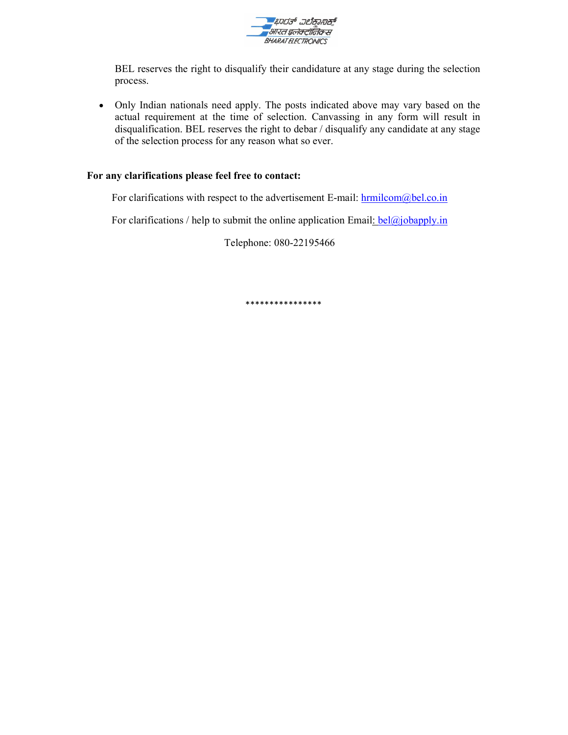BEL reserves the right to disqualify their candidature at any stage during the selection process.

- Only Indian nationals need apply. The posts indicated above may vary based on the actual requirement at the time of selection. Canvassing in any form will result in disqualification. BEL reserves the right to debar / disqualify any candidate at any stage of the selection process for any reason what so ever.

**For any clarifications please feel free to contact:**

For clarifications with respect to the advertisement E-mail: hrmilcom@bel.co.in

For clarifications / help to submit the online application Email: bel@jobapply.in

Telephone: 080-22195466

****************